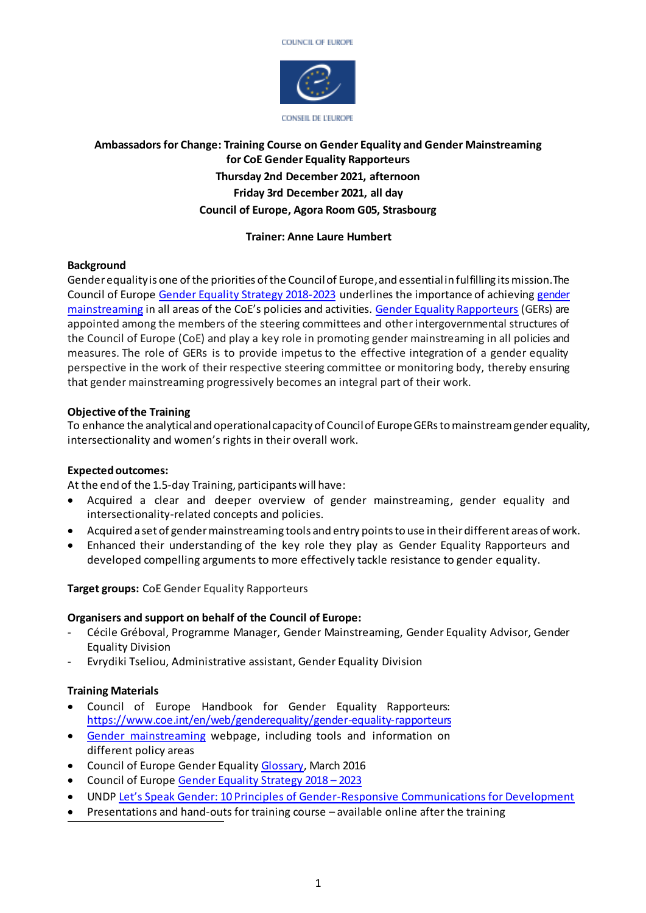COUNCIL OF EUROPE

CONSEIL DE L'EUROPE

# Ambassadors for Change: Training Course on Gender Equality and Gender Mainstreaming for CoE Gender Equality Rapporteurs

**Thursday 2nd December 2021, afternoon**
**Friday 3rd December 2021, all day**
**Council of Europe, Agora Room G05, Strasbourg**

**Trainer: Anne Laure Humbert**

## Background

Gender equality is one of the priorities of the Council of Europe, and essential in fulfilling its mission. The Council of Europe Gender Equality Strategy 2018-2023 underlines the importance of achieving gender mainstreaming in all areas of the CoE's policies and activities. Gender Equality Rapporteurs (GERs) are appointed among the members of the steering committees and other intergovernmental structures of the Council of Europe (CoE) and play a key role in promoting gender mainstreaming in all policies and measures. The role of GERs is to provide impetus to the effective integration of a gender equality perspective in the work of their respective steering committee or monitoring body, thereby ensuring that gender mainstreaming progressively becomes an integral part of their work.

## Objective of the Training

To enhance the analytical and operational capacity of Council of Europe GERs to mainstream gender equality, intersectionality and women's rights in their overall work.

## Expected outcomes:

At the end of the 1.5-day Training, participants will have:

- Acquired a clear and deeper overview of gender mainstreaming, gender equality and intersectionality-related concepts and policies.
- Acquired a set of gender mainstreaming tools and entry points to use in their different areas of work.
- Enhanced their understanding of the key role they play as Gender Equality Rapporteurs and developed compelling arguments to more effectively tackle resistance to gender equality.

**Target groups:** CoE Gender Equality Rapporteurs

## Organisers and support on behalf of the Council of Europe:

- Cécile Gréboval, Programme Manager, Gender Mainstreaming, Gender Equality Advisor, Gender Equality Division
- Evrydiki Tseliou, Administrative assistant, Gender Equality Division

## Training Materials

- Council of Europe Handbook for Gender Equality Rapporteurs: https://www.coe.int/en/web/genderequality/gender-equality-rapporteurs
- Gender mainstreaming webpage, including tools and information on different policy areas
- Council of Europe Gender Equality Glossary, March 2016
- Council of Europe Gender Equality Strategy 2018 – 2023
- UNDP Let's Speak Gender: 10 Principles of Gender-Responsive Communications for Development
- Presentations and hand-outs for training course – available online after the training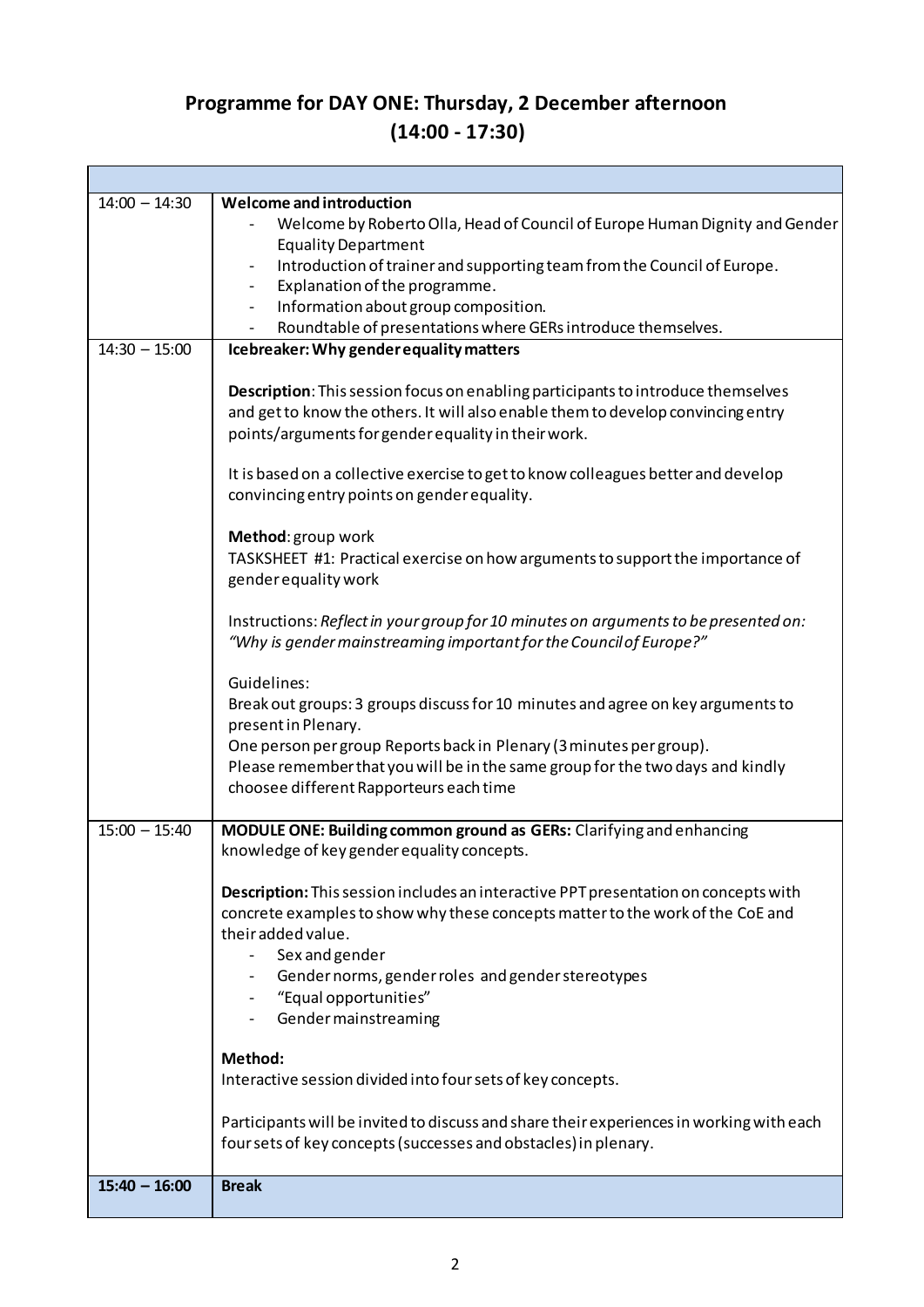# Programme for DAY ONE: Thursday, 2 December afternoon (14:00 - 17:30)

| | |
|---|---|
| 14:00 – 14:30 | **Welcome and introduction**<br>- Welcome by Roberto Olla, Head of Council of Europe Human Dignity and Gender Equality Department<br>- Introduction of trainer and supporting team from the Council of Europe.<br>- Explanation of the programme.<br>- Information about group composition.<br>- Roundtable of presentations where GERs introduce themselves. |
| 14:30 – 15:00 | **Icebreaker: Why gender equality matters**<br><br>**Description**: This session focus on enabling participants to introduce themselves and get to know the others. It will also enable them to develop convincing entry points/arguments for gender equality in their work.<br><br>It is based on a collective exercise to get to know colleagues better and develop convincing entry points on gender equality.<br><br>**Method**: group work<br>TASKSHEET #1: Practical exercise on how arguments to support the importance of gender equality work<br><br>Instructions: *Reflect in your group for 10 minutes on arguments to be presented on: "Why is gender mainstreaming important for the Council of Europe?"*<br><br>Guidelines:<br>Break out groups: 3 groups discuss for 10 minutes and agree on key arguments to present in Plenary.<br>One person per group Reports back in Plenary (3 minutes per group).<br>Please remember that you will be in the same group for the two days and kindly choosee different Rapporteurs each time |
| 15:00 – 15:40 | **MODULE ONE: Building common ground as GERs:** Clarifying and enhancing knowledge of key gender equality concepts.<br><br>**Description:** This session includes an interactive PPT presentation on concepts with concrete examples to show why these concepts matter to the work of the CoE and their added value.<br>- Sex and gender<br>- Gender norms, gender roles and gender stereotypes<br>- "Equal opportunities"<br>- Gender mainstreaming<br><br>**Method:**<br>Interactive session divided into four sets of key concepts.<br><br>Participants will be invited to discuss and share their experiences in working with each four sets of key concepts (successes and obstacles) in plenary. |
| **15:40 – 16:00** | **Break** |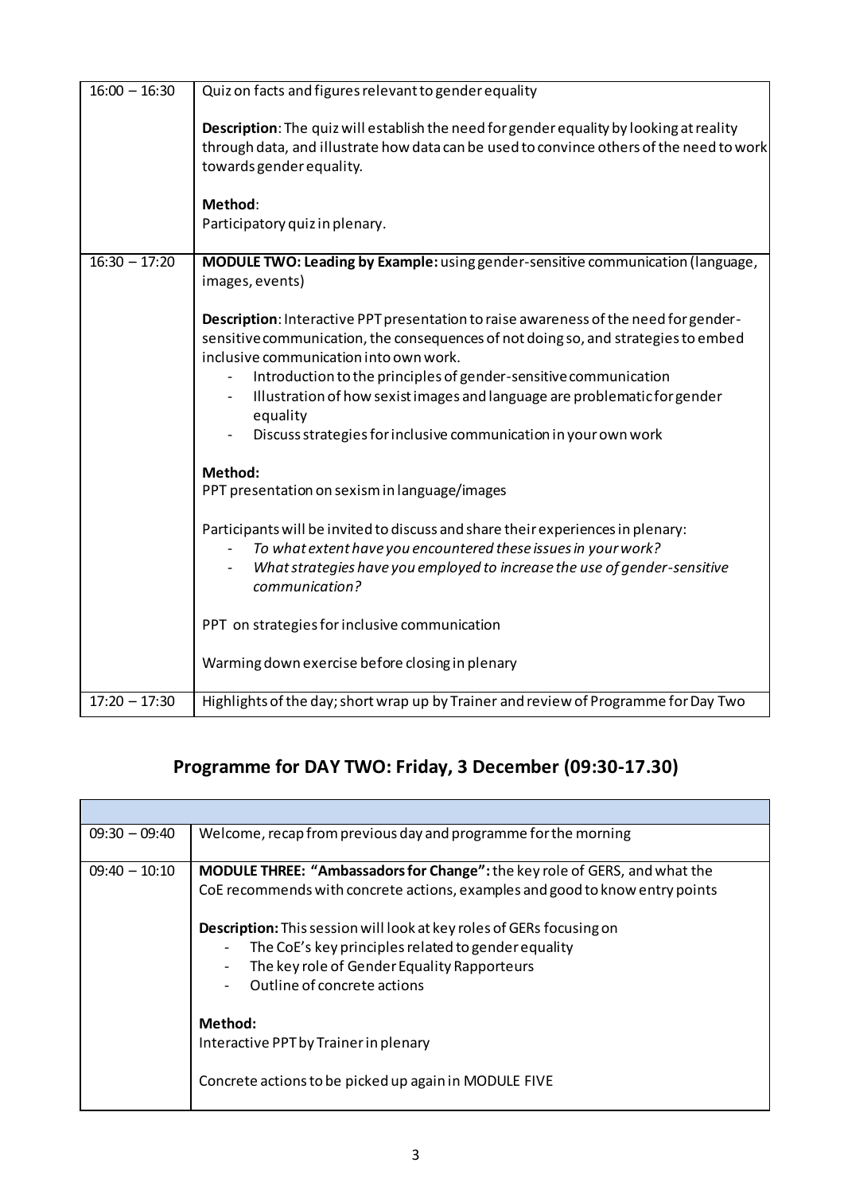| | |
|---|---|
| 16:00 – 16:30 | Quiz on facts and figures relevant to gender equality<br><br>**Description**: The quiz will establish the need for gender equality by looking at reality through data, and illustrate how data can be used to convince others of the need to work towards gender equality.<br><br>**Method**:<br>Participatory quiz in plenary. |
| 16:30 – 17:20 | **MODULE TWO: Leading by Example:** using gender-sensitive communication (language, images, events)<br><br>**Description**: Interactive PPT presentation to raise awareness of the need for gender-sensitive communication, the consequences of not doing so, and strategies to embed inclusive communication into own work.<br>- Introduction to the principles of gender-sensitive communication<br>- Illustration of how sexist images and language are problematic for gender equality<br>- Discuss strategies for inclusive communication in your own work<br><br>**Method:**<br>PPT presentation on sexism in language/images<br><br>Participants will be invited to discuss and share their experiences in plenary:<br>- *To what extent have you encountered these issues in your work?*<br>- *What strategies have you employed to increase the use of gender-sensitive communication?*<br><br>PPT on strategies for inclusive communication<br><br>Warming down exercise before closing in plenary |
| 17:20 – 17:30 | Highlights of the day; short wrap up by Trainer and review of Programme for Day Two |

## Programme for DAY TWO: Friday, 3 December (09:30-17.30)

| | |
|---|---|
| 09:30 – 09:40 | Welcome, recap from previous day and programme for the morning |
| 09:40 – 10:10 | **MODULE THREE: "Ambassadors for Change":** the key role of GERS, and what the CoE recommends with concrete actions, examples and good to know entry points<br><br>**Description:** This session will look at key roles of GERs focusing on<br>- The CoE's key principles related to gender equality<br>- The key role of Gender Equality Rapporteurs<br>- Outline of concrete actions<br><br>**Method:**<br>Interactive PPT by Trainer in plenary<br><br>Concrete actions to be picked up again in MODULE FIVE |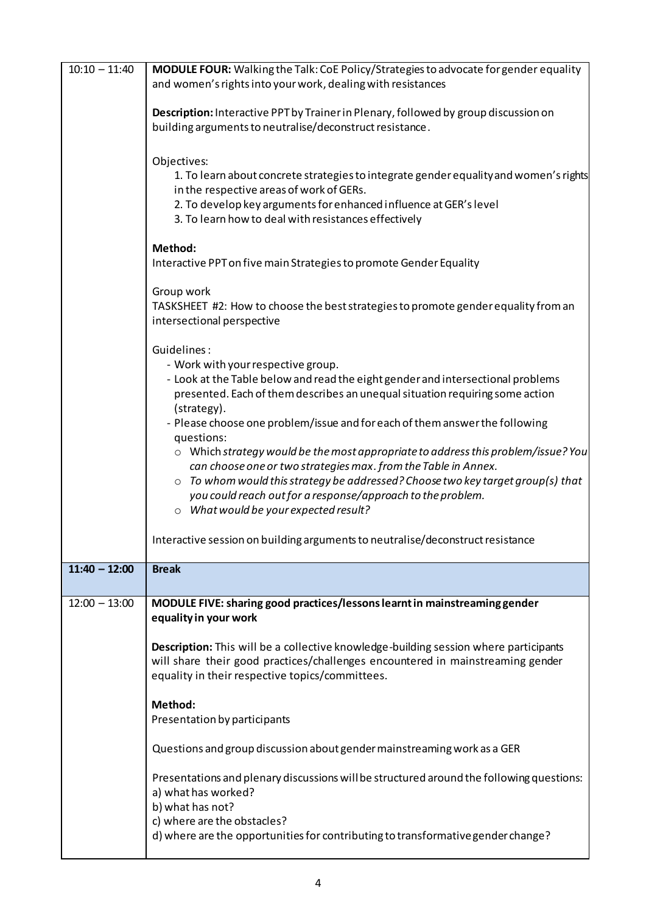| | |
|---|---|
| 10:10 – 11:40 | **MODULE FOUR:** Walking the Talk: CoE Policy/Strategies to advocate for gender equality and women's rights into your work, dealing with resistances<br><br>**Description:** Interactive PPT by Trainer in Plenary, followed by group discussion on building arguments to neutralise/deconstruct resistance.<br><br>Objectives:<br>1. To learn about concrete strategies to integrate gender equality and women's rights in the respective areas of work of GERs.<br>2. To develop key arguments for enhanced influence at GER's level<br>3. To learn how to deal with resistances effectively<br><br>**Method:**<br>Interactive PPT on five main Strategies to promote Gender Equality<br><br>Group work<br>TASKSHEET #2: How to choose the best strategies to promote gender equality from an intersectional perspective<br><br>Guidelines:<br>- Work with your respective group.<br>- Look at the Table below and read the eight gender and intersectional problems presented. Each of them describes an unequal situation requiring some action (strategy).<br>- Please choose one problem/issue and for each of them answer the following questions:<br>  o Which *strategy would be the most appropriate to address this problem/issue? You can choose one or two strategies max. from the Table in Annex.*<br>  o *To whom would this strategy be addressed? Choose two key target group(s) that you could reach out for a response/approach to the problem.*<br>  o *What would be your expected result?*<br><br>Interactive session on building arguments to neutralise/deconstruct resistance |
| **11:40 – 12:00** | **Break** |
| 12:00 – 13:00 | **MODULE FIVE: sharing good practices/lessons learnt in mainstreaming gender equality in your work**<br><br>**Description:** This will be a collective knowledge-building session where participants will share their good practices/challenges encountered in mainstreaming gender equality in their respective topics/committees.<br><br>**Method:**<br>Presentation by participants<br><br>Questions and group discussion about gender mainstreaming work as a GER<br><br>Presentations and plenary discussions will be structured around the following questions:<br>a) what has worked?<br>b) what has not?<br>c) where are the obstacles?<br>d) where are the opportunities for contributing to transformative gender change? |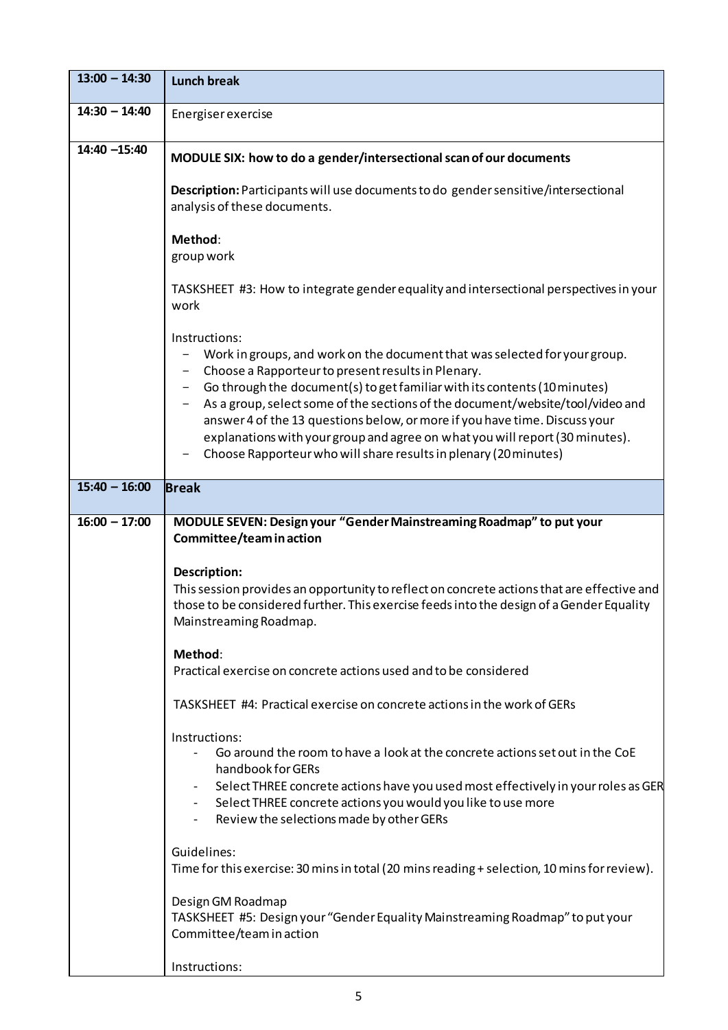| | |
|---|---|
| **13:00 – 14:30** | **Lunch break** |
| **14:30 – 14:40** | Energiser exercise |
| **14:40 –15:40** | **MODULE SIX: how to do a gender/intersectional scan of our documents**<br><br>**Description:** Participants will use documents to do gender sensitive/intersectional analysis of these documents.<br><br>**Method**:<br>group work<br><br>TASKSHEET #3: How to integrate gender equality and intersectional perspectives in your work<br><br>Instructions:<br>- Work in groups, and work on the document that was selected for your group.<br>- Choose a Rapporteur to present results in Plenary.<br>- Go through the document(s) to get familiar with its contents (10 minutes)<br>- As a group, select some of the sections of the document/website/tool/video and answer 4 of the 13 questions below, or more if you have time. Discuss your explanations with your group and agree on what you will report (30 minutes).<br>- Choose Rapporteur who will share results in plenary (20 minutes) |
| **15:40 – 16:00** | **Break** |
| **16:00 – 17:00** | **MODULE SEVEN: Design your "Gender Mainstreaming Roadmap" to put your Committee/team in action**<br><br>**Description:**<br>This session provides an opportunity to reflect on concrete actions that are effective and those to be considered further. This exercise feeds into the design of a Gender Equality Mainstreaming Roadmap.<br><br>**Method**:<br>Practical exercise on concrete actions used and to be considered<br><br>TASKSHEET #4: Practical exercise on concrete actions in the work of GERs<br><br>Instructions:<br>- Go around the room to have a look at the concrete actions set out in the CoE handbook for GERs<br>- Select THREE concrete actions have you used most effectively in your roles as GER<br>- Select THREE concrete actions you would you like to use more<br>- Review the selections made by other GERs<br><br>Guidelines:<br>Time for this exercise: 30 mins in total (20 mins reading + selection, 10 mins for review).<br><br>Design GM Roadmap<br>TASKSHEET #5: Design your "Gender Equality Mainstreaming Roadmap" to put your Committee/team in action<br><br>Instructions: |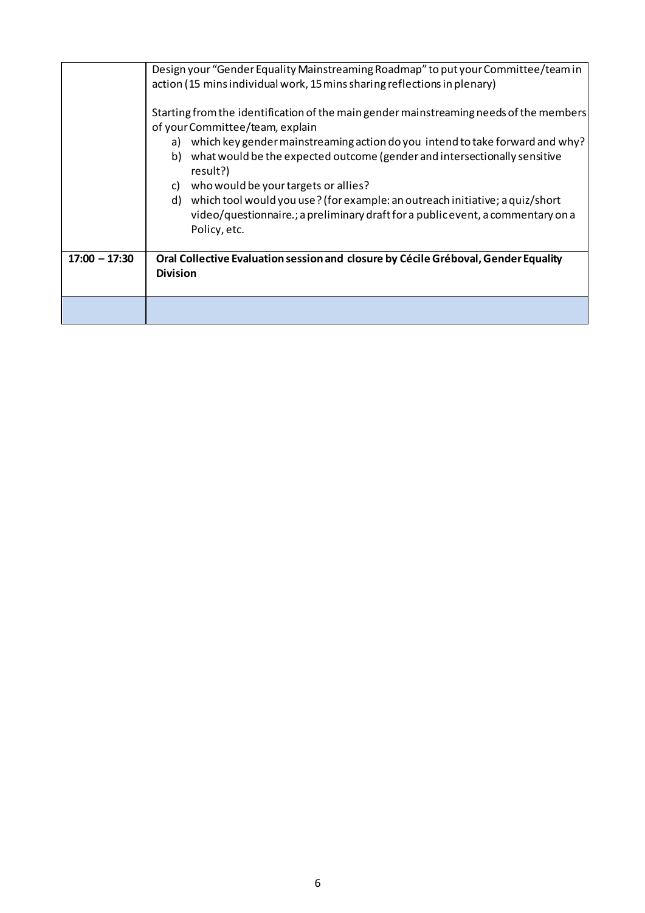| | |
|---|---|
| | Design your "Gender Equality Mainstreaming Roadmap" to put your Committee/team in action (15 mins individual work, 15 mins sharing reflections in plenary)<br><br>Starting from the identification of the main gender mainstreaming needs of the members of your Committee/team, explain<br>a) which key gender mainstreaming action do you intend to take forward and why?<br>b) what would be the expected outcome (gender and intersectionally sensitive result?)<br>c) who would be your targets or allies?<br>d) which tool would you use? (for example: an outreach initiative; a quiz/short video/questionnaire.; a preliminary draft for a public event, a commentary on a Policy, etc. |
| **17:00 – 17:30** | **Oral Collective Evaluation session and closure by Cécile Gréboval, Gender Equality Division** |
| | |